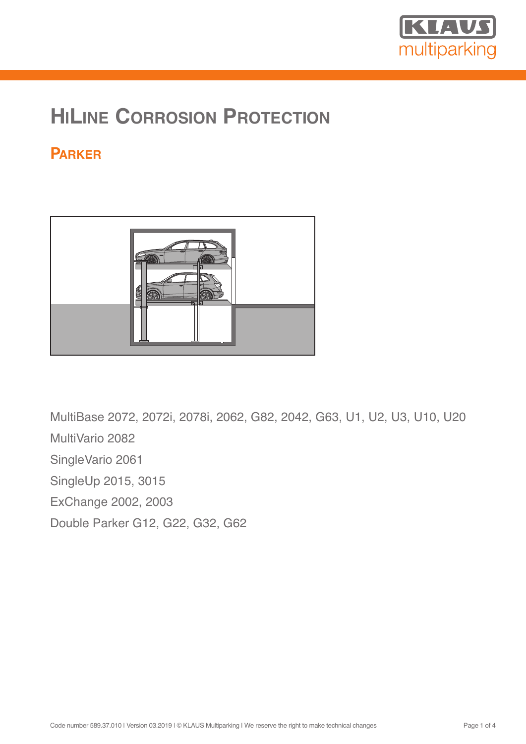# HiLine Corrosion Protection

## Parker

MultiBase 2072, 2072i, 2078i, 2062, G82, 2042, G63, U1, U2, U3, U10, U20

MultiVario 2082

SingleVario 2061

SingleUp 2015, 3015

ExChange 2002, 2003

Double Parker G12, G22, G32, G62

Code number 589.37.010 I Version 03.2019 I © KLAUS Multiparking I We reserve the right to make technical changes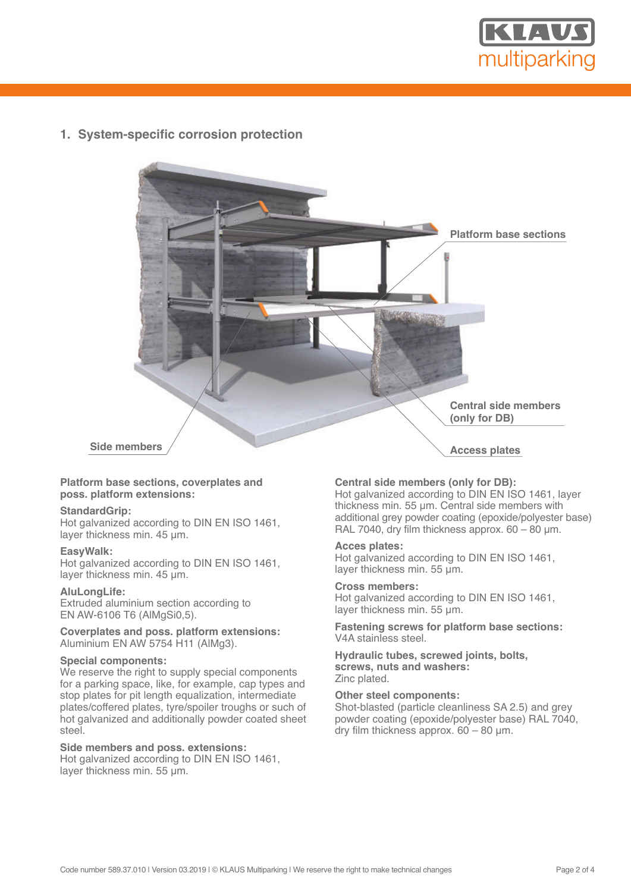## 1. System-specific corrosion protection

Platform base sections

Central side members (only for DB)

Side members

Access plates

**Platform base sections, coverplates and poss. platform extensions:**

**StandardGrip:**
Hot galvanized according to DIN EN ISO 1461, layer thickness min. 45 µm.

**EasyWalk:**
Hot galvanized according to DIN EN ISO 1461, layer thickness min. 45 µm.

**AluLongLife:**
Extruded aluminium section according to EN AW-6106 T6 (AlMgSi0,5).

**Coverplates and poss. platform extensions:**
Aluminium EN AW 5754 H11 (AlMg3).

**Special components:**
We reserve the right to supply special components for a parking space, like, for example, cap types and stop plates for pit length equalization, intermediate plates/coffered plates, tyre/spoiler troughs or such of hot galvanized and additionally powder coated sheet steel.

**Side members and poss. extensions:**
Hot galvanized according to DIN EN ISO 1461, layer thickness min. 55 µm.

**Central side members (only for DB):**
Hot galvanized according to DIN EN ISO 1461, layer thickness min. 55 µm. Central side members with additional grey powder coating (epoxide/polyester base) RAL 7040, dry film thickness approx. 60 – 80 µm.

**Acces plates:**
Hot galvanized according to DIN EN ISO 1461, layer thickness min. 55 µm.

**Cross members:**
Hot galvanized according to DIN EN ISO 1461, layer thickness min. 55 µm.

**Fastening screws for platform base sections:**
V4A stainless steel.

**Hydraulic tubes, screwed joints, bolts, screws, nuts and washers:**
Zinc plated.

**Other steel components:**
Shot-blasted (particle cleanliness SA 2.5) and grey powder coating (epoxide/polyester base) RAL 7040, dry film thickness approx. 60 – 80 µm.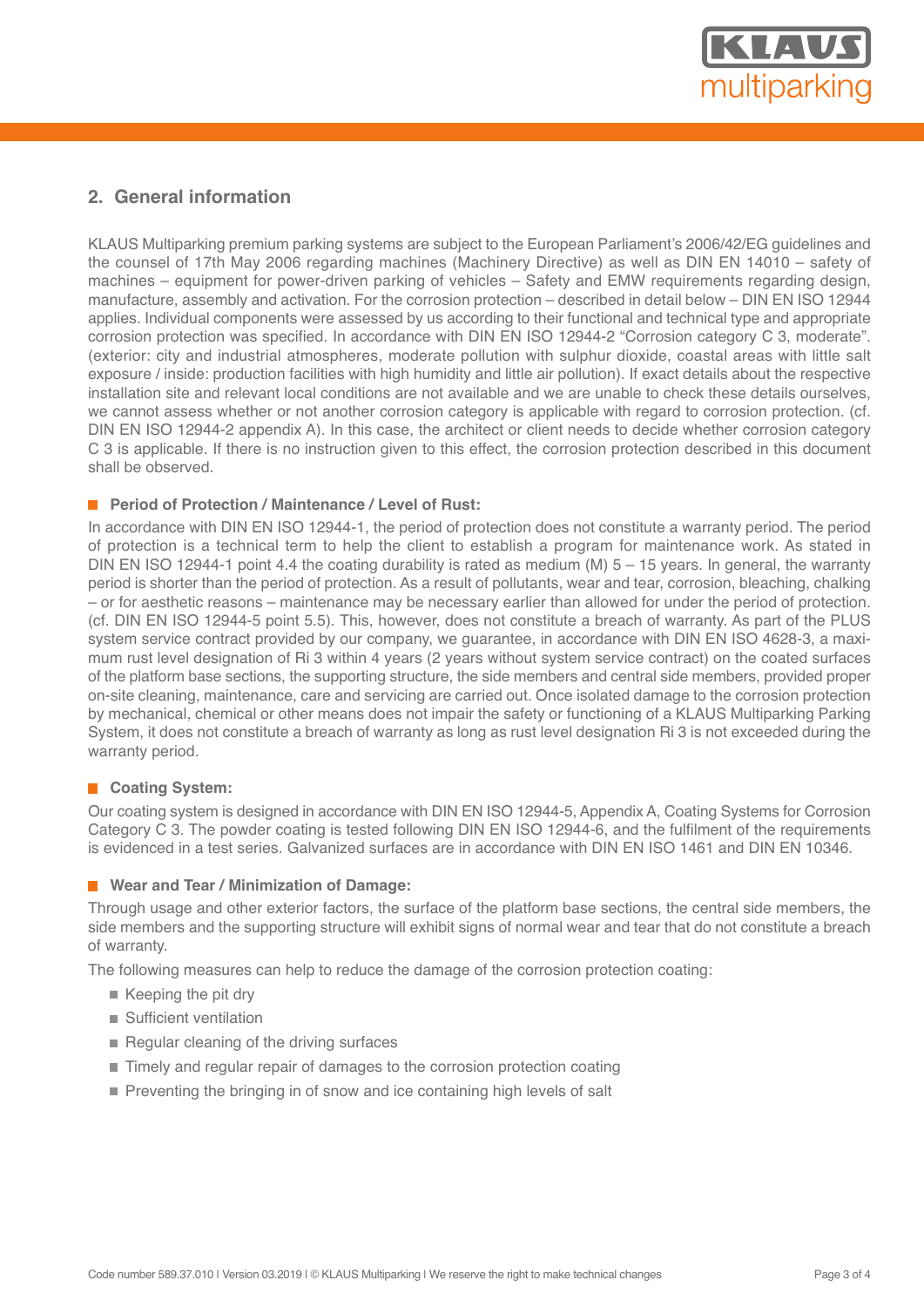## 2. General information

KLAUS Multiparking premium parking systems are subject to the European Parliament's 2006/42/EG guidelines and the counsel of 17th May 2006 regarding machines (Machinery Directive) as well as DIN EN 14010 – safety of machines – equipment for power-driven parking of vehicles – Safety and EMW requirements regarding design, manufacture, assembly and activation. For the corrosion protection – described in detail below – DIN EN ISO 12944 applies. Individual components were assessed by us according to their functional and technical type and appropriate corrosion protection was specified. In accordance with DIN EN ISO 12944-2 "Corrosion category C 3, moderate". (exterior: city and industrial atmospheres, moderate pollution with sulphur dioxide, coastal areas with little salt exposure / inside: production facilities with high humidity and little air pollution). If exact details about the respective installation site and relevant local conditions are not available and we are unable to check these details ourselves, we cannot assess whether or not another corrosion category is applicable with regard to corrosion protection. (cf. DIN EN ISO 12944-2 appendix A). In this case, the architect or client needs to decide whether corrosion category C 3 is applicable. If there is no instruction given to this effect, the corrosion protection described in this document shall be observed.

### Period of Protection / Maintenance / Level of Rust:

In accordance with DIN EN ISO 12944-1, the period of protection does not constitute a warranty period. The period of protection is a technical term to help the client to establish a program for maintenance work. As stated in DIN EN ISO 12944-1 point 4.4 the coating durability is rated as medium (M) 5 – 15 years. In general, the warranty period is shorter than the period of protection. As a result of pollutants, wear and tear, corrosion, bleaching, chalking – or for aesthetic reasons – maintenance may be necessary earlier than allowed for under the period of protection. (cf. DIN EN ISO 12944-5 point 5.5). This, however, does not constitute a breach of warranty. As part of the PLUS system service contract provided by our company, we guarantee, in accordance with DIN EN ISO 4628-3, a maximum rust level designation of Ri 3 within 4 years (2 years without system service contract) on the coated surfaces of the platform base sections, the supporting structure, the side members and central side members, provided proper on-site cleaning, maintenance, care and servicing are carried out. Once isolated damage to the corrosion protection by mechanical, chemical or other means does not impair the safety or functioning of a KLAUS Multiparking Parking System, it does not constitute a breach of warranty as long as rust level designation Ri 3 is not exceeded during the warranty period.

### Coating System:

Our coating system is designed in accordance with DIN EN ISO 12944-5, Appendix A, Coating Systems for Corrosion Category C 3. The powder coating is tested following DIN EN ISO 12944-6, and the fulfilment of the requirements is evidenced in a test series. Galvanized surfaces are in accordance with DIN EN ISO 1461 and DIN EN 10346.

### Wear and Tear / Minimization of Damage:

Through usage and other exterior factors, the surface of the platform base sections, the central side members, the side members and the supporting structure will exhibit signs of normal wear and tear that do not constitute a breach of warranty.

The following measures can help to reduce the damage of the corrosion protection coating:

- Keeping the pit dry
- Sufficient ventilation
- Regular cleaning of the driving surfaces
- Timely and regular repair of damages to the corrosion protection coating
- Preventing the bringing in of snow and ice containing high levels of salt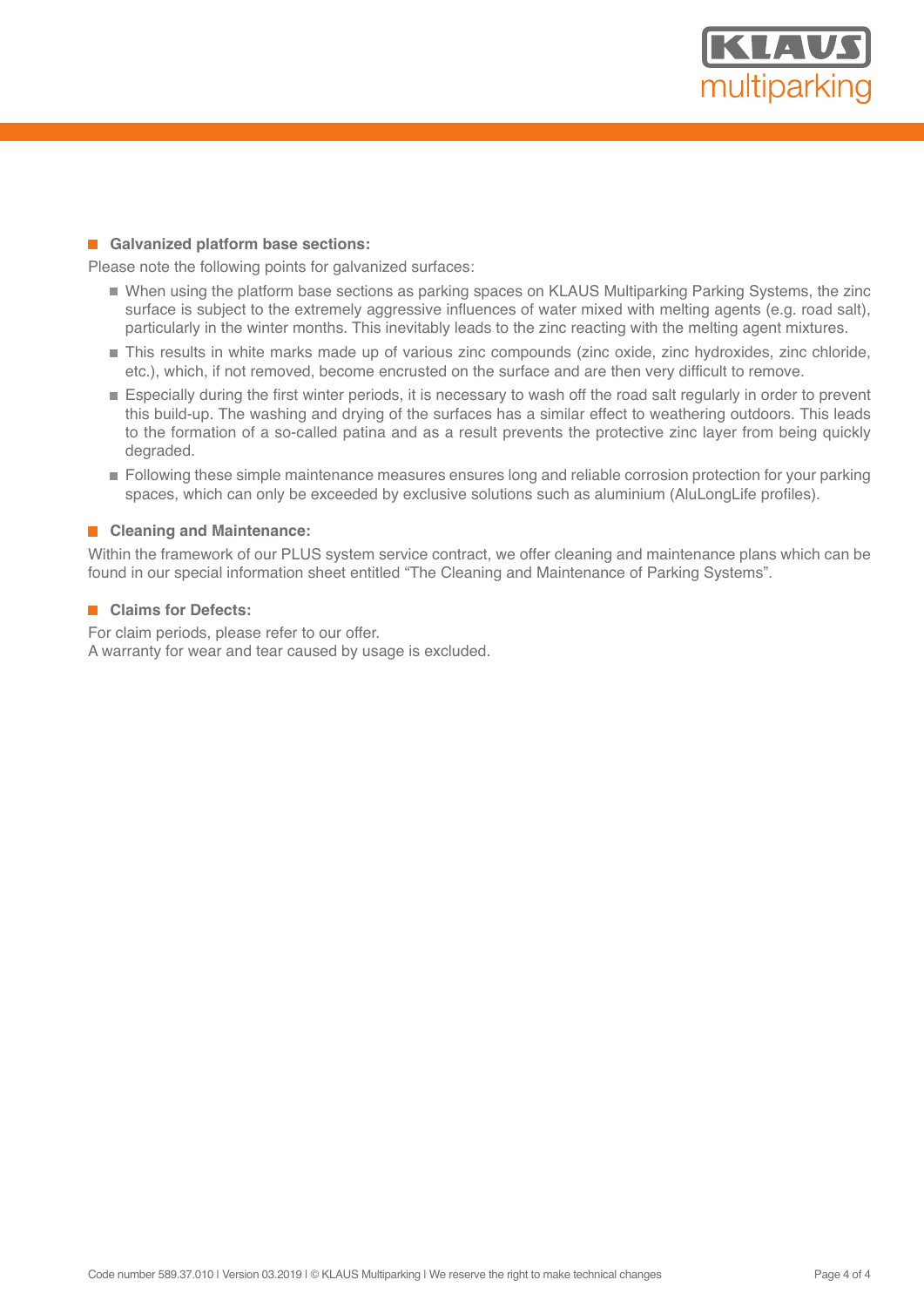## Galvanized platform base sections:

Please note the following points for galvanized surfaces:

- When using the platform base sections as parking spaces on KLAUS Multiparking Parking Systems, the zinc surface is subject to the extremely aggressive influences of water mixed with melting agents (e.g. road salt), particularly in the winter months. This inevitably leads to the zinc reacting with the melting agent mixtures.
- This results in white marks made up of various zinc compounds (zinc oxide, zinc hydroxides, zinc chloride, etc.), which, if not removed, become encrusted on the surface and are then very difficult to remove.
- Especially during the first winter periods, it is necessary to wash off the road salt regularly in order to prevent this build-up. The washing and drying of the surfaces has a similar effect to weathering outdoors. This leads to the formation of a so-called patina and as a result prevents the protective zinc layer from being quickly degraded.
- Following these simple maintenance measures ensures long and reliable corrosion protection for your parking spaces, which can only be exceeded by exclusive solutions such as aluminium (AluLongLife profiles).

## Cleaning and Maintenance:

Within the framework of our PLUS system service contract, we offer cleaning and maintenance plans which can be found in our special information sheet entitled "The Cleaning and Maintenance of Parking Systems".

## Claims for Defects:

For claim periods, please refer to our offer.
A warranty for wear and tear caused by usage is excluded.

Code number 589.37.010 | Version 03.2019 | © KLAUS Multiparking | We reserve the right to make technical changes